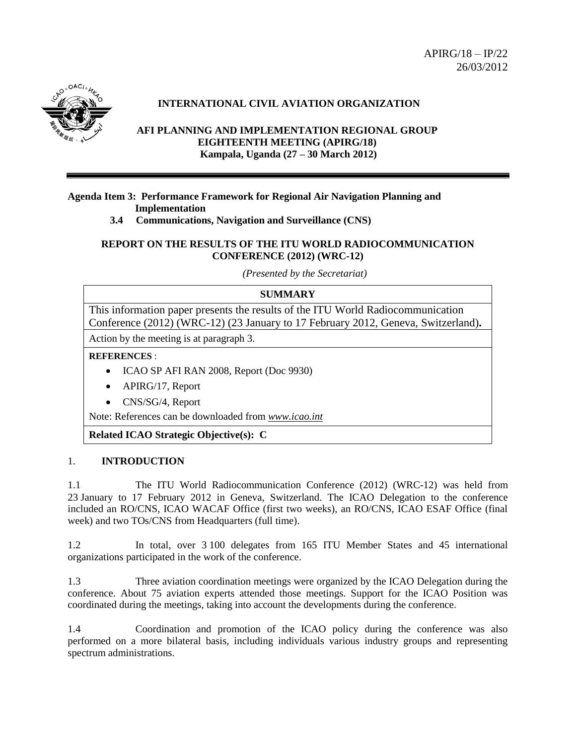APIRG/18 – IP/22
26/03/2012

**INTERNATIONAL CIVIL AVIATION ORGANIZATION**

**AFI PLANNING AND IMPLEMENTATION REGIONAL GROUP**
**EIGHTEENTH MEETING (APIRG/18)**
**Kampala, Uganda (27 – 30 March 2012)**

---

**Agenda Item 3: Performance Framework for Regional Air Navigation Planning and Implementation**
**3.4 Communications, Navigation and Surveillance (CNS)**

**REPORT ON THE RESULTS OF THE ITU WORLD RADIOCOMMUNICATION CONFERENCE (2012) (WRC-12)**

*(Presented by the Secretariat)*

| **SUMMARY** |
|---|
| This information paper presents the results of the ITU World Radiocommunication Conference (2012) (WRC-12) (23 January to 17 February 2012, Geneva, Switzerland)**.** |
| Action by the meeting is at paragraph 3. |
| **REFERENCES** :<br>• ICAO SP AFI RAN 2008, Report (Doc 9930)<br>• APIRG/17, Report<br>• CNS/SG/4, Report<br>Note: References can be downloaded from *www.icao.int* |
| **Related ICAO Strategic Objective(s): C** |

## 1. INTRODUCTION

1.1 The ITU World Radiocommunication Conference (2012) (WRC-12) was held from 23 January to 17 February 2012 in Geneva, Switzerland. The ICAO Delegation to the conference included an RO/CNS, ICAO WACAF Office (first two weeks), an RO/CNS, ICAO ESAF Office (final week) and two TOs/CNS from Headquarters (full time).

1.2 In total, over 3 100 delegates from 165 ITU Member States and 45 international organizations participated in the work of the conference.

1.3 Three aviation coordination meetings were organized by the ICAO Delegation during the conference. About 75 aviation experts attended those meetings. Support for the ICAO Position was coordinated during the meetings, taking into account the developments during the conference.

1.4 Coordination and promotion of the ICAO policy during the conference was also performed on a more bilateral basis, including individuals various industry groups and representing spectrum administrations.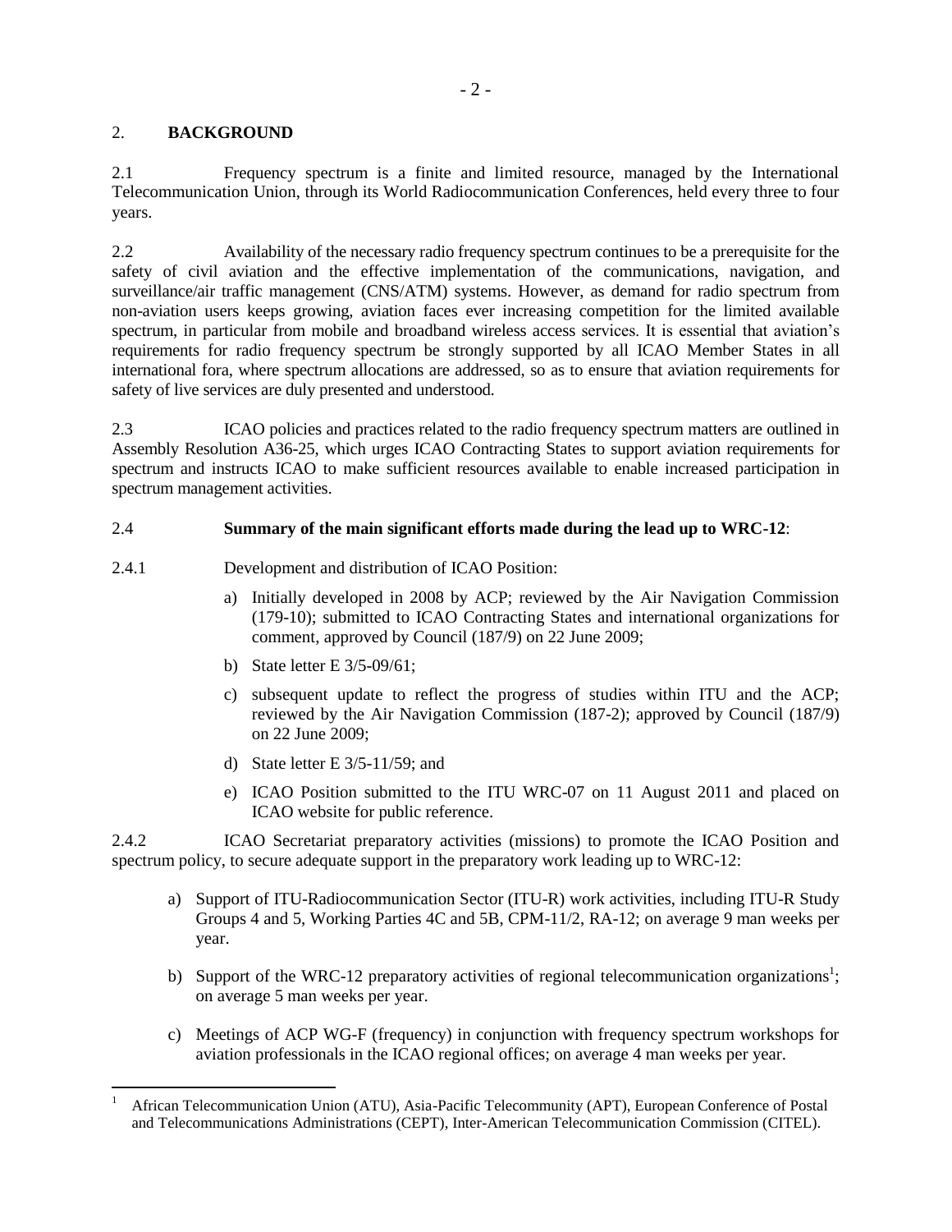## 2. **BACKGROUND**

2.1 Frequency spectrum is a finite and limited resource, managed by the International Telecommunication Union, through its World Radiocommunication Conferences, held every three to four years.

2.2 Availability of the necessary radio frequency spectrum continues to be a prerequisite for the safety of civil aviation and the effective implementation of the communications, navigation, and surveillance/air traffic management (CNS/ATM) systems. However, as demand for radio spectrum from non-aviation users keeps growing, aviation faces ever increasing competition for the limited available spectrum, in particular from mobile and broadband wireless access services. It is essential that aviation's requirements for radio frequency spectrum be strongly supported by all ICAO Member States in all international fora, where spectrum allocations are addressed, so as to ensure that aviation requirements for safety of live services are duly presented and understood.

2.3 ICAO policies and practices related to the radio frequency spectrum matters are outlined in Assembly Resolution A36-25, which urges ICAO Contracting States to support aviation requirements for spectrum and instructs ICAO to make sufficient resources available to enable increased participation in spectrum management activities.

2.4 **Summary of the main significant efforts made during the lead up to WRC-12**:

2.4.1 Development and distribution of ICAO Position:

a) Initially developed in 2008 by ACP; reviewed by the Air Navigation Commission (179-10); submitted to ICAO Contracting States and international organizations for comment, approved by Council (187/9) on 22 June 2009;

b) State letter E 3/5-09/61;

c) subsequent update to reflect the progress of studies within ITU and the ACP; reviewed by the Air Navigation Commission (187-2); approved by Council (187/9) on 22 June 2009;

d) State letter E 3/5-11/59; and

e) ICAO Position submitted to the ITU WRC-07 on 11 August 2011 and placed on ICAO website for public reference.

2.4.2 ICAO Secretariat preparatory activities (missions) to promote the ICAO Position and spectrum policy, to secure adequate support in the preparatory work leading up to WRC-12:

a) Support of ITU-Radiocommunication Sector (ITU-R) work activities, including ITU-R Study Groups 4 and 5, Working Parties 4C and 5B, CPM-11/2, RA-12; on average 9 man weeks per year.

b) Support of the WRC-12 preparatory activities of regional telecommunication organizations[1]; on average 5 man weeks per year.

c) Meetings of ACP WG-F (frequency) in conjunction with frequency spectrum workshops for aviation professionals in the ICAO regional offices; on average 4 man weeks per year.

[1] African Telecommunication Union (ATU), Asia-Pacific Telecommunity (APT), European Conference of Postal and Telecommunications Administrations (CEPT), Inter-American Telecommunication Commission (CITEL).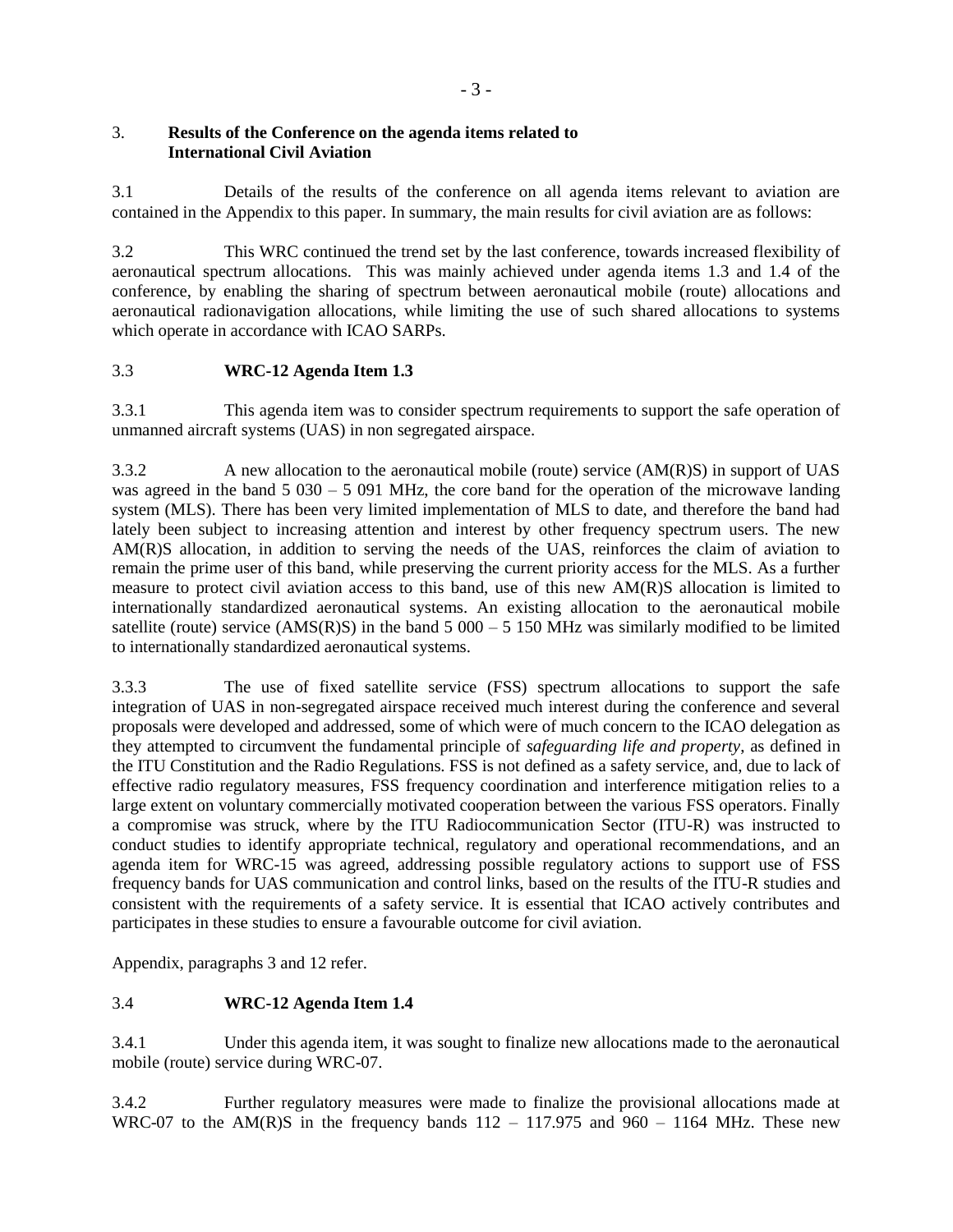## 3. Results of the Conference on the agenda items related to International Civil Aviation

3.1 Details of the results of the conference on all agenda items relevant to aviation are contained in the Appendix to this paper. In summary, the main results for civil aviation are as follows:

3.2 This WRC continued the trend set by the last conference, towards increased flexibility of aeronautical spectrum allocations. This was mainly achieved under agenda items 1.3 and 1.4 of the conference, by enabling the sharing of spectrum between aeronautical mobile (route) allocations and aeronautical radionavigation allocations, while limiting the use of such shared allocations to systems which operate in accordance with ICAO SARPs.

### 3.3 WRC-12 Agenda Item 1.3

3.3.1 This agenda item was to consider spectrum requirements to support the safe operation of unmanned aircraft systems (UAS) in non segregated airspace.

3.3.2 A new allocation to the aeronautical mobile (route) service (AM(R)S) in support of UAS was agreed in the band 5 030 – 5 091 MHz, the core band for the operation of the microwave landing system (MLS). There has been very limited implementation of MLS to date, and therefore the band had lately been subject to increasing attention and interest by other frequency spectrum users. The new AM(R)S allocation, in addition to serving the needs of the UAS, reinforces the claim of aviation to remain the prime user of this band, while preserving the current priority access for the MLS. As a further measure to protect civil aviation access to this band, use of this new AM(R)S allocation is limited to internationally standardized aeronautical systems. An existing allocation to the aeronautical mobile satellite (route) service (AMS(R)S) in the band 5 000 – 5 150 MHz was similarly modified to be limited to internationally standardized aeronautical systems.

3.3.3 The use of fixed satellite service (FSS) spectrum allocations to support the safe integration of UAS in non-segregated airspace received much interest during the conference and several proposals were developed and addressed, some of which were of much concern to the ICAO delegation as they attempted to circumvent the fundamental principle of *safeguarding life and property*, as defined in the ITU Constitution and the Radio Regulations. FSS is not defined as a safety service, and, due to lack of effective radio regulatory measures, FSS frequency coordination and interference mitigation relies to a large extent on voluntary commercially motivated cooperation between the various FSS operators. Finally a compromise was struck, where by the ITU Radiocommunication Sector (ITU-R) was instructed to conduct studies to identify appropriate technical, regulatory and operational recommendations, and an agenda item for WRC-15 was agreed, addressing possible regulatory actions to support use of FSS frequency bands for UAS communication and control links, based on the results of the ITU-R studies and consistent with the requirements of a safety service. It is essential that ICAO actively contributes and participates in these studies to ensure a favourable outcome for civil aviation.

Appendix, paragraphs 3 and 12 refer.

### 3.4 WRC-12 Agenda Item 1.4

3.4.1 Under this agenda item, it was sought to finalize new allocations made to the aeronautical mobile (route) service during WRC-07.

3.4.2 Further regulatory measures were made to finalize the provisional allocations made at WRC-07 to the AM(R)S in the frequency bands 112 – 117.975 and 960 – 1164 MHz. These new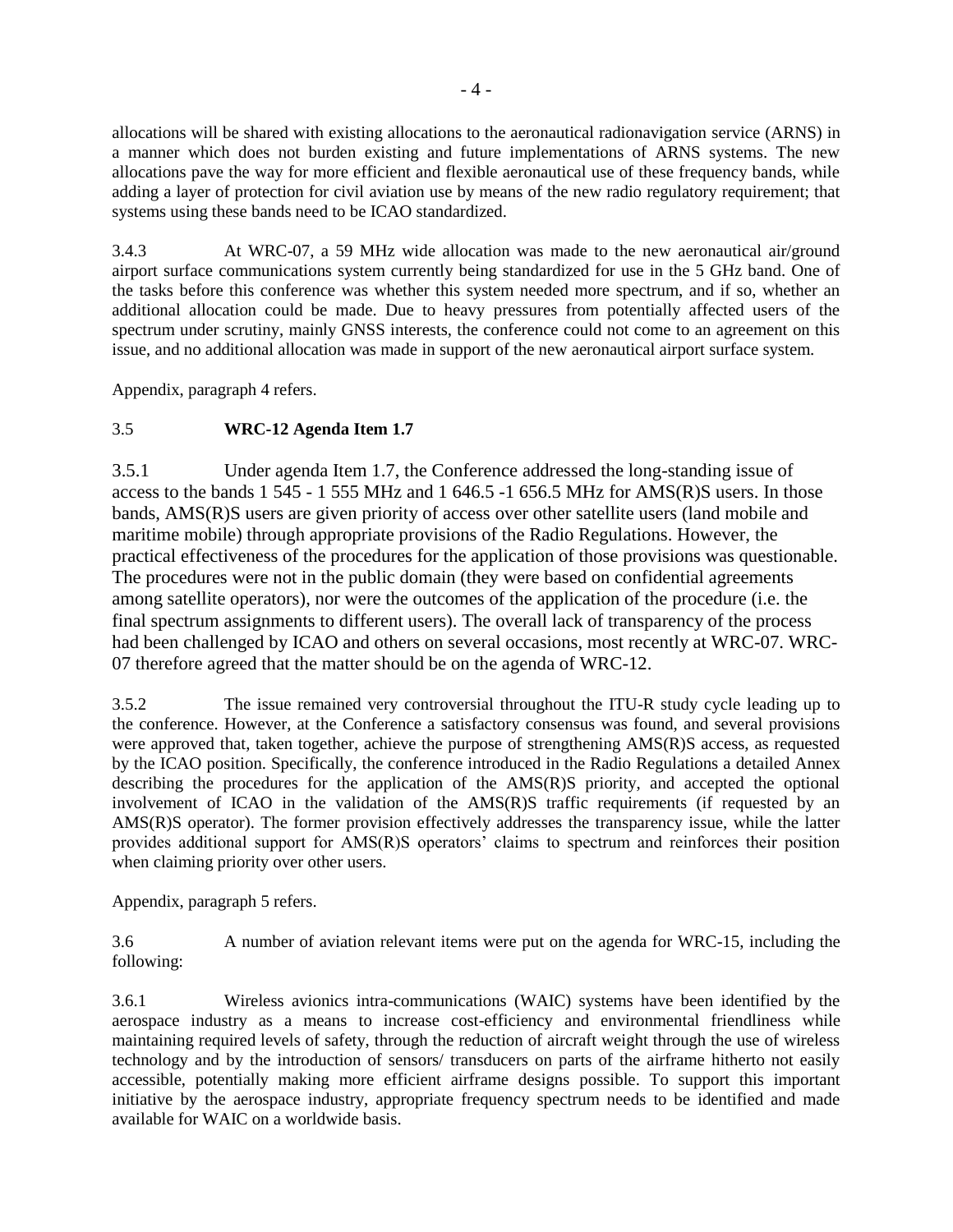allocations will be shared with existing allocations to the aeronautical radionavigation service (ARNS) in a manner which does not burden existing and future implementations of ARNS systems. The new allocations pave the way for more efficient and flexible aeronautical use of these frequency bands, while adding a layer of protection for civil aviation use by means of the new radio regulatory requirement; that systems using these bands need to be ICAO standardized.

3.4.3 At WRC-07, a 59 MHz wide allocation was made to the new aeronautical air/ground airport surface communications system currently being standardized for use in the 5 GHz band. One of the tasks before this conference was whether this system needed more spectrum, and if so, whether an additional allocation could be made. Due to heavy pressures from potentially affected users of the spectrum under scrutiny, mainly GNSS interests, the conference could not come to an agreement on this issue, and no additional allocation was made in support of the new aeronautical airport surface system.

Appendix, paragraph 4 refers.

### 3.5 WRC-12 Agenda Item 1.7

3.5.1 Under agenda Item 1.7, the Conference addressed the long-standing issue of access to the bands 1 545 - 1 555 MHz and 1 646.5 -1 656.5 MHz for AMS(R)S users. In those bands, AMS(R)S users are given priority of access over other satellite users (land mobile and maritime mobile) through appropriate provisions of the Radio Regulations. However, the practical effectiveness of the procedures for the application of those provisions was questionable. The procedures were not in the public domain (they were based on confidential agreements among satellite operators), nor were the outcomes of the application of the procedure (i.e. the final spectrum assignments to different users). The overall lack of transparency of the process had been challenged by ICAO and others on several occasions, most recently at WRC-07. WRC-07 therefore agreed that the matter should be on the agenda of WRC-12.

3.5.2 The issue remained very controversial throughout the ITU-R study cycle leading up to the conference. However, at the Conference a satisfactory consensus was found, and several provisions were approved that, taken together, achieve the purpose of strengthening AMS(R)S access, as requested by the ICAO position. Specifically, the conference introduced in the Radio Regulations a detailed Annex describing the procedures for the application of the AMS(R)S priority, and accepted the optional involvement of ICAO in the validation of the AMS(R)S traffic requirements (if requested by an AMS(R)S operator). The former provision effectively addresses the transparency issue, while the latter provides additional support for AMS(R)S operators' claims to spectrum and reinforces their position when claiming priority over other users.

Appendix, paragraph 5 refers.

3.6 A number of aviation relevant items were put on the agenda for WRC-15, including the following:

3.6.1 Wireless avionics intra-communications (WAIC) systems have been identified by the aerospace industry as a means to increase cost-efficiency and environmental friendliness while maintaining required levels of safety, through the reduction of aircraft weight through the use of wireless technology and by the introduction of sensors/ transducers on parts of the airframe hitherto not easily accessible, potentially making more efficient airframe designs possible. To support this important initiative by the aerospace industry, appropriate frequency spectrum needs to be identified and made available for WAIC on a worldwide basis.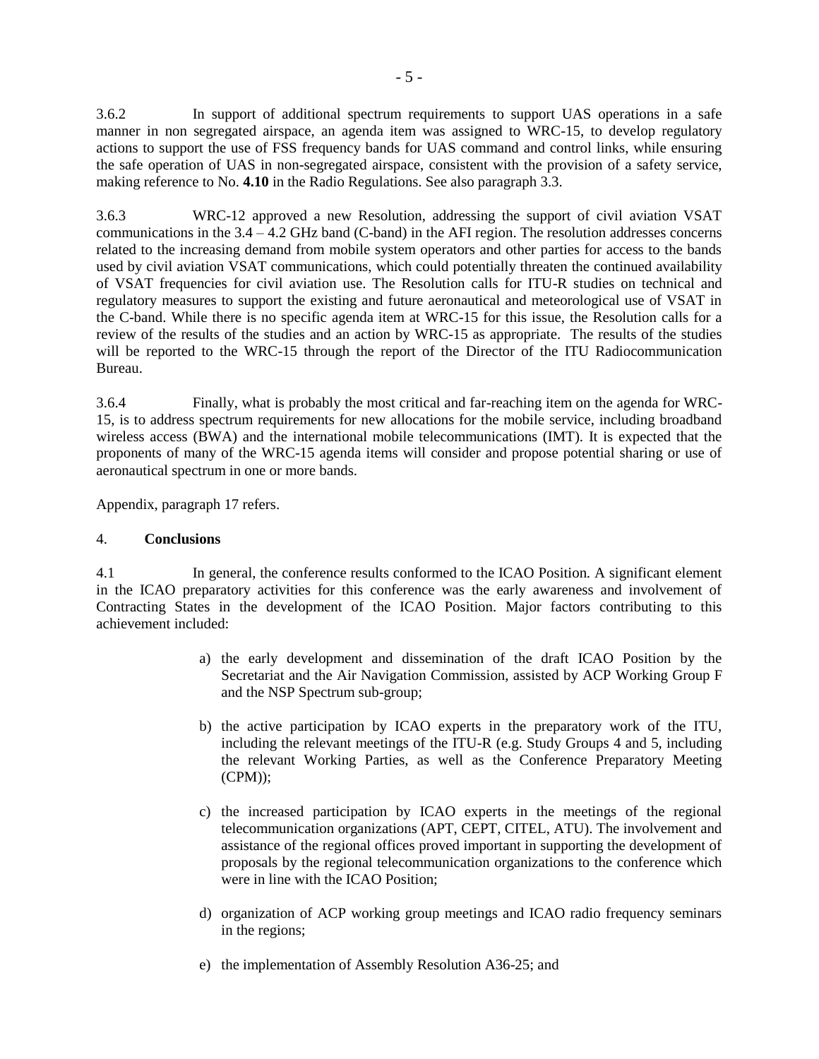3.6.2 In support of additional spectrum requirements to support UAS operations in a safe manner in non segregated airspace, an agenda item was assigned to WRC-15, to develop regulatory actions to support the use of FSS frequency bands for UAS command and control links, while ensuring the safe operation of UAS in non-segregated airspace, consistent with the provision of a safety service, making reference to No. **4.10** in the Radio Regulations. See also paragraph 3.3.

3.6.3 WRC-12 approved a new Resolution, addressing the support of civil aviation VSAT communications in the 3.4 – 4.2 GHz band (C-band) in the AFI region. The resolution addresses concerns related to the increasing demand from mobile system operators and other parties for access to the bands used by civil aviation VSAT communications, which could potentially threaten the continued availability of VSAT frequencies for civil aviation use. The Resolution calls for ITU-R studies on technical and regulatory measures to support the existing and future aeronautical and meteorological use of VSAT in the C-band. While there is no specific agenda item at WRC-15 for this issue, the Resolution calls for a review of the results of the studies and an action by WRC-15 as appropriate. The results of the studies will be reported to the WRC-15 through the report of the Director of the ITU Radiocommunication Bureau.

3.6.4 Finally, what is probably the most critical and far-reaching item on the agenda for WRC-15, is to address spectrum requirements for new allocations for the mobile service, including broadband wireless access (BWA) and the international mobile telecommunications (IMT). It is expected that the proponents of many of the WRC-15 agenda items will consider and propose potential sharing or use of aeronautical spectrum in one or more bands.

Appendix, paragraph 17 refers.

## 4. Conclusions

4.1 In general, the conference results conformed to the ICAO Position. A significant element in the ICAO preparatory activities for this conference was the early awareness and involvement of Contracting States in the development of the ICAO Position. Major factors contributing to this achievement included:

a) the early development and dissemination of the draft ICAO Position by the Secretariat and the Air Navigation Commission, assisted by ACP Working Group F and the NSP Spectrum sub-group;

b) the active participation by ICAO experts in the preparatory work of the ITU, including the relevant meetings of the ITU-R (e.g. Study Groups 4 and 5, including the relevant Working Parties, as well as the Conference Preparatory Meeting (CPM));

c) the increased participation by ICAO experts in the meetings of the regional telecommunication organizations (APT, CEPT, CITEL, ATU). The involvement and assistance of the regional offices proved important in supporting the development of proposals by the regional telecommunication organizations to the conference which were in line with the ICAO Position;

d) organization of ACP working group meetings and ICAO radio frequency seminars in the regions;

e) the implementation of Assembly Resolution A36-25; and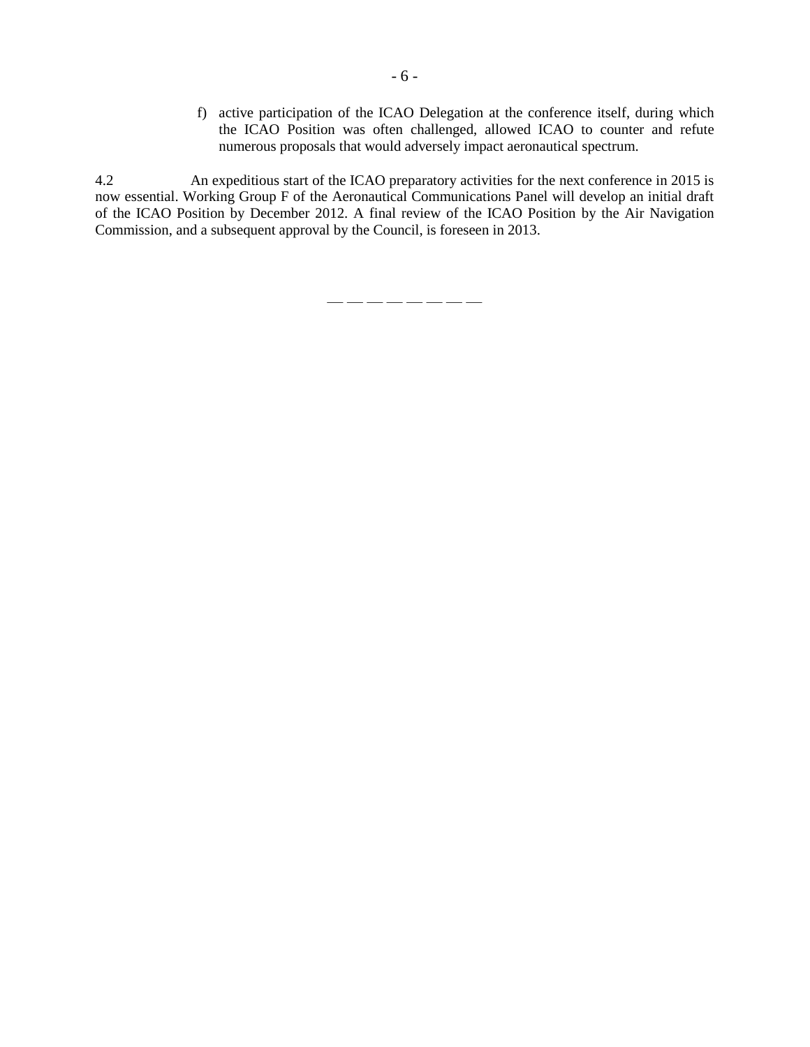f) active participation of the ICAO Delegation at the conference itself, during which the ICAO Position was often challenged, allowed ICAO to counter and refute numerous proposals that would adversely impact aeronautical spectrum.

4.2 An expeditious start of the ICAO preparatory activities for the next conference in 2015 is now essential. Working Group F of the Aeronautical Communications Panel will develop an initial draft of the ICAO Position by December 2012. A final review of the ICAO Position by the Air Navigation Commission, and a subsequent approval by the Council, is foreseen in 2013.

— — — — — — — —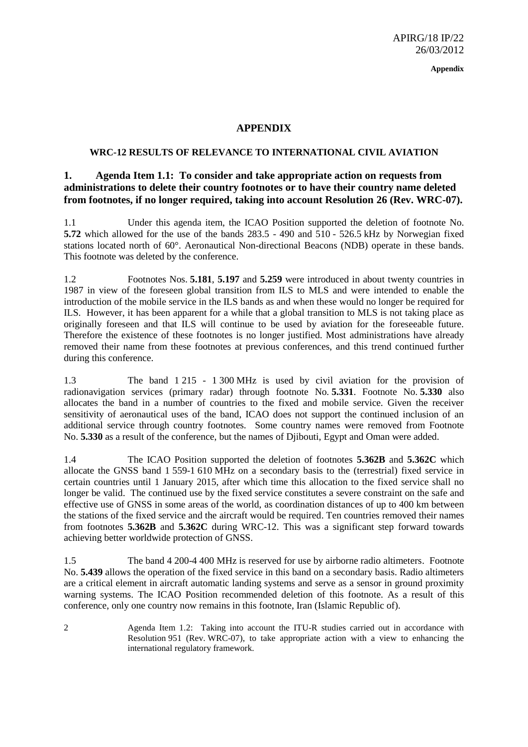# APPENDIX

## WRC-12 RESULTS OF RELEVANCE TO INTERNATIONAL CIVIL AVIATION

### 1. Agenda Item 1.1: To consider and take appropriate action on requests from administrations to delete their country footnotes or to have their country name deleted from footnotes, if no longer required, taking into account Resolution 26 (Rev. WRC-07).

1.1 Under this agenda item, the ICAO Position supported the deletion of footnote No. **5.72** which allowed for the use of the bands 283.5 - 490 and 510 - 526.5 kHz by Norwegian fixed stations located north of 60°. Aeronautical Non-directional Beacons (NDB) operate in these bands. This footnote was deleted by the conference.

1.2 Footnotes Nos. **5.181**, **5.197** and **5.259** were introduced in about twenty countries in 1987 in view of the foreseen global transition from ILS to MLS and were intended to enable the introduction of the mobile service in the ILS bands as and when these would no longer be required for ILS. However, it has been apparent for a while that a global transition to MLS is not taking place as originally foreseen and that ILS will continue to be used by aviation for the foreseeable future. Therefore the existence of these footnotes is no longer justified. Most administrations have already removed their name from these footnotes at previous conferences, and this trend continued further during this conference.

1.3 The band 1 215 - 1 300 MHz is used by civil aviation for the provision of radionavigation services (primary radar) through footnote No. **5.331**. Footnote No. **5.330** also allocates the band in a number of countries to the fixed and mobile service. Given the receiver sensitivity of aeronautical uses of the band, ICAO does not support the continued inclusion of an additional service through country footnotes. Some country names were removed from Footnote No. **5.330** as a result of the conference, but the names of Djibouti, Egypt and Oman were added.

1.4 The ICAO Position supported the deletion of footnotes **5.362B** and **5.362C** which allocate the GNSS band 1 559-1 610 MHz on a secondary basis to the (terrestrial) fixed service in certain countries until 1 January 2015, after which time this allocation to the fixed service shall no longer be valid. The continued use by the fixed service constitutes a severe constraint on the safe and effective use of GNSS in some areas of the world, as coordination distances of up to 400 km between the stations of the fixed service and the aircraft would be required. Ten countries removed their names from footnotes **5.362B** and **5.362C** during WRC-12. This was a significant step forward towards achieving better worldwide protection of GNSS.

1.5 The band 4 200-4 400 MHz is reserved for use by airborne radio altimeters. Footnote No. **5.439** allows the operation of the fixed service in this band on a secondary basis. Radio altimeters are a critical element in aircraft automatic landing systems and serve as a sensor in ground proximity warning systems. The ICAO Position recommended deletion of this footnote. As a result of this conference, only one country now remains in this footnote, Iran (Islamic Republic of).

2 Agenda Item 1.2: Taking into account the ITU-R studies carried out in accordance with Resolution 951 (Rev. WRC-07), to take appropriate action with a view to enhancing the international regulatory framework.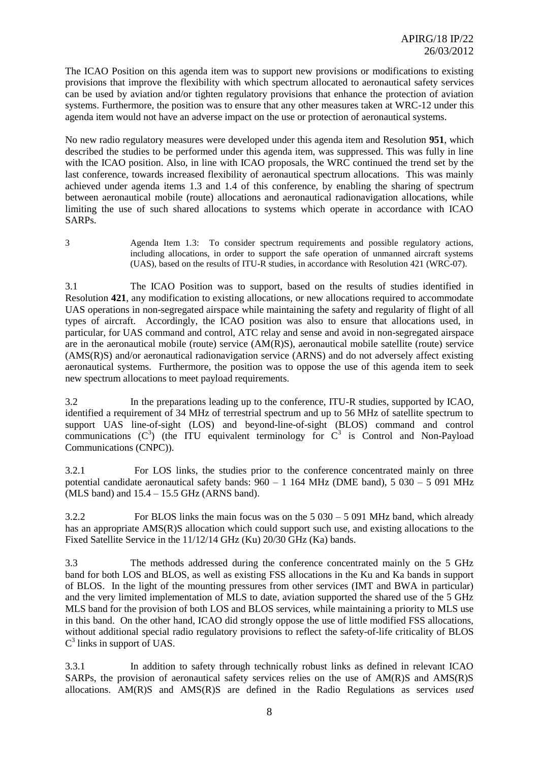The ICAO Position on this agenda item was to support new provisions or modifications to existing provisions that improve the flexibility with which spectrum allocated to aeronautical safety services can be used by aviation and/or tighten regulatory provisions that enhance the protection of aviation systems. Furthermore, the position was to ensure that any other measures taken at WRC-12 under this agenda item would not have an adverse impact on the use or protection of aeronautical systems.

No new radio regulatory measures were developed under this agenda item and Resolution **951**, which described the studies to be performed under this agenda item, was suppressed. This was fully in line with the ICAO position. Also, in line with ICAO proposals, the WRC continued the trend set by the last conference, towards increased flexibility of aeronautical spectrum allocations. This was mainly achieved under agenda items 1.3 and 1.4 of this conference, by enabling the sharing of spectrum between aeronautical mobile (route) allocations and aeronautical radionavigation allocations, while limiting the use of such shared allocations to systems which operate in accordance with ICAO SARPs.

3 Agenda Item 1.3: To consider spectrum requirements and possible regulatory actions, including allocations, in order to support the safe operation of unmanned aircraft systems (UAS), based on the results of ITU-R studies, in accordance with Resolution 421 (WRC-07).

3.1 The ICAO Position was to support, based on the results of studies identified in Resolution **421**, any modification to existing allocations, or new allocations required to accommodate UAS operations in non-segregated airspace while maintaining the safety and regularity of flight of all types of aircraft. Accordingly, the ICAO position was also to ensure that allocations used, in particular, for UAS command and control, ATC relay and sense and avoid in non-segregated airspace are in the aeronautical mobile (route) service (AM(R)S), aeronautical mobile satellite (route) service (AMS(R)S) and/or aeronautical radionavigation service (ARNS) and do not adversely affect existing aeronautical systems. Furthermore, the position was to oppose the use of this agenda item to seek new spectrum allocations to meet payload requirements.

3.2 In the preparations leading up to the conference, ITU-R studies, supported by ICAO, identified a requirement of 34 MHz of terrestrial spectrum and up to 56 MHz of satellite spectrum to support UAS line-of-sight (LOS) and beyond-line-of-sight (BLOS) command and control communications ($C^3$) (the ITU equivalent terminology for $C^3$ is Control and Non-Payload Communications (CNPC)).

3.2.1 For LOS links, the studies prior to the conference concentrated mainly on three potential candidate aeronautical safety bands: 960 – 1 164 MHz (DME band), 5 030 – 5 091 MHz (MLS band) and 15.4 – 15.5 GHz (ARNS band).

3.2.2 For BLOS links the main focus was on the 5 030 – 5 091 MHz band, which already has an appropriate AMS(R)S allocation which could support such use, and existing allocations to the Fixed Satellite Service in the 11/12/14 GHz (Ku) 20/30 GHz (Ka) bands.

3.3 The methods addressed during the conference concentrated mainly on the 5 GHz band for both LOS and BLOS, as well as existing FSS allocations in the Ku and Ka bands in support of BLOS. In the light of the mounting pressures from other services (IMT and BWA in particular) and the very limited implementation of MLS to date, aviation supported the shared use of the 5 GHz MLS band for the provision of both LOS and BLOS services, while maintaining a priority to MLS use in this band. On the other hand, ICAO did strongly oppose the use of little modified FSS allocations, without additional special radio regulatory provisions to reflect the safety-of-life criticality of BLOS $C^3$ links in support of UAS.

3.3.1 In addition to safety through technically robust links as defined in relevant ICAO SARPs, the provision of aeronautical safety services relies on the use of AM(R)S and AMS(R)S allocations. AM(R)S and AMS(R)S are defined in the Radio Regulations as services *used*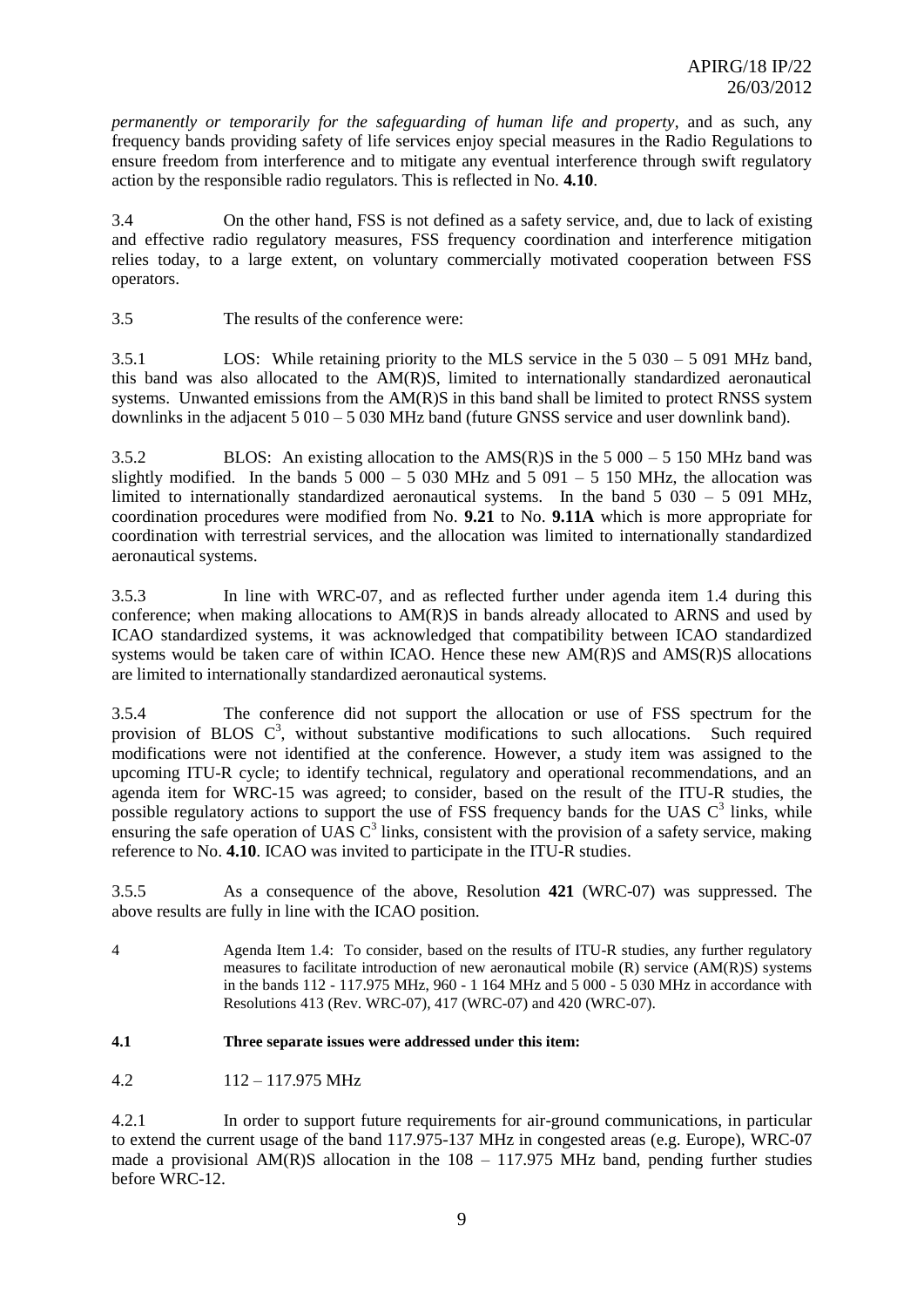*permanently or temporarily for the safeguarding of human life and property*, and as such, any frequency bands providing safety of life services enjoy special measures in the Radio Regulations to ensure freedom from interference and to mitigate any eventual interference through swift regulatory action by the responsible radio regulators. This is reflected in No. **4.10**.

3.4 On the other hand, FSS is not defined as a safety service, and, due to lack of existing and effective radio regulatory measures, FSS frequency coordination and interference mitigation relies today, to a large extent, on voluntary commercially motivated cooperation between FSS operators.

3.5 The results of the conference were:

3.5.1 LOS: While retaining priority to the MLS service in the 5 030 – 5 091 MHz band, this band was also allocated to the AM(R)S, limited to internationally standardized aeronautical systems. Unwanted emissions from the AM(R)S in this band shall be limited to protect RNSS system downlinks in the adjacent 5 010 – 5 030 MHz band (future GNSS service and user downlink band).

3.5.2 BLOS: An existing allocation to the AMS(R)S in the 5 000 – 5 150 MHz band was slightly modified. In the bands 5 000 – 5 030 MHz and 5 091 – 5 150 MHz, the allocation was limited to internationally standardized aeronautical systems. In the band 5 030 – 5 091 MHz, coordination procedures were modified from No. **9.21** to No. **9.11A** which is more appropriate for coordination with terrestrial services, and the allocation was limited to internationally standardized aeronautical systems.

3.5.3 In line with WRC-07, and as reflected further under agenda item 1.4 during this conference; when making allocations to AM(R)S in bands already allocated to ARNS and used by ICAO standardized systems, it was acknowledged that compatibility between ICAO standardized systems would be taken care of within ICAO. Hence these new AM(R)S and AMS(R)S allocations are limited to internationally standardized aeronautical systems.

3.5.4 The conference did not support the allocation or use of FSS spectrum for the provision of BLOS $C^3$, without substantive modifications to such allocations. Such required modifications were not identified at the conference. However, a study item was assigned to the upcoming ITU-R cycle; to identify technical, regulatory and operational recommendations, and an agenda item for WRC-15 was agreed; to consider, based on the result of the ITU-R studies, the possible regulatory actions to support the use of FSS frequency bands for the UAS $C^3$ links, while ensuring the safe operation of UAS $C^3$ links, consistent with the provision of a safety service, making reference to No. **4.10**. ICAO was invited to participate in the ITU-R studies.

3.5.5 As a consequence of the above, Resolution **421** (WRC-07) was suppressed. The above results are fully in line with the ICAO position.

4 Agenda Item 1.4: To consider, based on the results of ITU-R studies, any further regulatory measures to facilitate introduction of new aeronautical mobile (R) service (AM(R)S) systems in the bands 112 - 117.975 MHz, 960 - 1 164 MHz and 5 000 - 5 030 MHz in accordance with Resolutions 413 (Rev. WRC-07), 417 (WRC-07) and 420 (WRC-07).

**4.1 Three separate issues were addressed under this item:**

4.2 112 – 117.975 MHz

4.2.1 In order to support future requirements for air-ground communications, in particular to extend the current usage of the band 117.975-137 MHz in congested areas (e.g. Europe), WRC-07 made a provisional AM(R)S allocation in the 108 – 117.975 MHz band, pending further studies before WRC-12.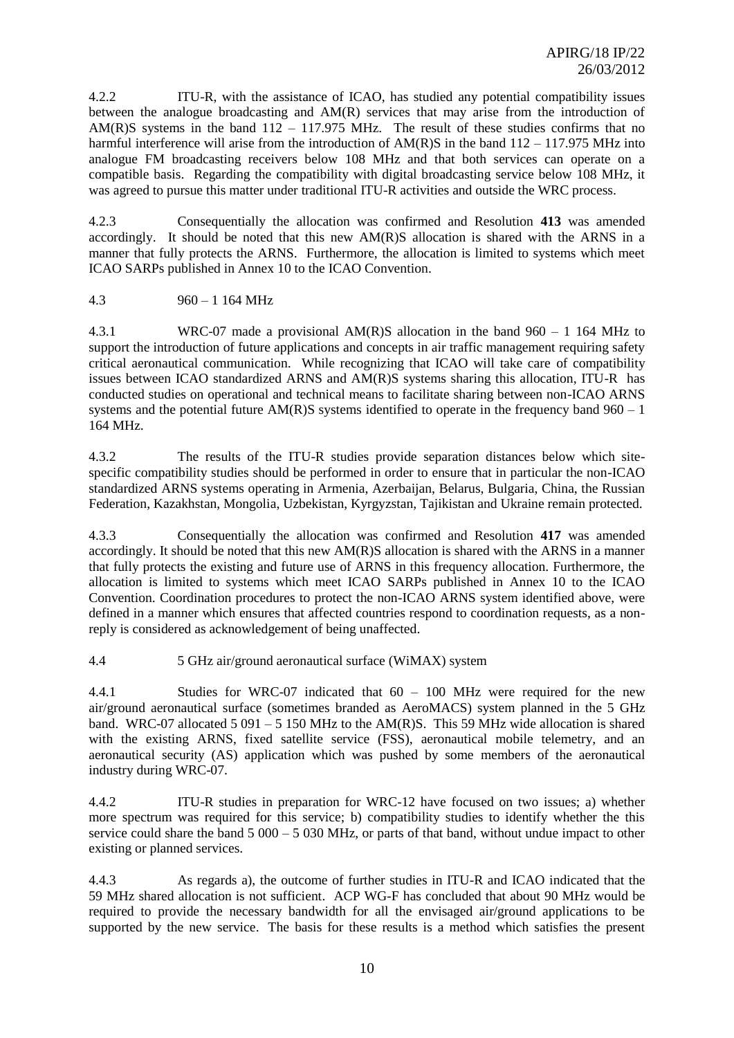4.2.2 ITU-R, with the assistance of ICAO, has studied any potential compatibility issues between the analogue broadcasting and AM(R) services that may arise from the introduction of AM(R)S systems in the band 112 – 117.975 MHz. The result of these studies confirms that no harmful interference will arise from the introduction of AM(R)S in the band 112 – 117.975 MHz into analogue FM broadcasting receivers below 108 MHz and that both services can operate on a compatible basis. Regarding the compatibility with digital broadcasting service below 108 MHz, it was agreed to pursue this matter under traditional ITU-R activities and outside the WRC process.

4.2.3 Consequentially the allocation was confirmed and Resolution **413** was amended accordingly. It should be noted that this new AM(R)S allocation is shared with the ARNS in a manner that fully protects the ARNS. Furthermore, the allocation is limited to systems which meet ICAO SARPs published in Annex 10 to the ICAO Convention.

4.3 960 – 1 164 MHz

4.3.1 WRC-07 made a provisional AM(R)S allocation in the band 960 – 1 164 MHz to support the introduction of future applications and concepts in air traffic management requiring safety critical aeronautical communication. While recognizing that ICAO will take care of compatibility issues between ICAO standardized ARNS and AM(R)S systems sharing this allocation, ITU-R has conducted studies on operational and technical means to facilitate sharing between non-ICAO ARNS systems and the potential future AM(R)S systems identified to operate in the frequency band 960 – 1 164 MHz.

4.3.2 The results of the ITU-R studies provide separation distances below which site-specific compatibility studies should be performed in order to ensure that in particular the non-ICAO standardized ARNS systems operating in Armenia, Azerbaijan, Belarus, Bulgaria, China, the Russian Federation, Kazakhstan, Mongolia, Uzbekistan, Kyrgyzstan, Tajikistan and Ukraine remain protected.

4.3.3 Consequentially the allocation was confirmed and Resolution **417** was amended accordingly. It should be noted that this new AM(R)S allocation is shared with the ARNS in a manner that fully protects the existing and future use of ARNS in this frequency allocation. Furthermore, the allocation is limited to systems which meet ICAO SARPs published in Annex 10 to the ICAO Convention. Coordination procedures to protect the non-ICAO ARNS system identified above, were defined in a manner which ensures that affected countries respond to coordination requests, as a non-reply is considered as acknowledgement of being unaffected.

4.4 5 GHz air/ground aeronautical surface (WiMAX) system

4.4.1 Studies for WRC-07 indicated that 60 – 100 MHz were required for the new air/ground aeronautical surface (sometimes branded as AeroMACS) system planned in the 5 GHz band. WRC-07 allocated 5 091 – 5 150 MHz to the AM(R)S. This 59 MHz wide allocation is shared with the existing ARNS, fixed satellite service (FSS), aeronautical mobile telemetry, and an aeronautical security (AS) application which was pushed by some members of the aeronautical industry during WRC-07.

4.4.2 ITU-R studies in preparation for WRC-12 have focused on two issues; a) whether more spectrum was required for this service; b) compatibility studies to identify whether the this service could share the band 5 000 – 5 030 MHz, or parts of that band, without undue impact to other existing or planned services.

4.4.3 As regards a), the outcome of further studies in ITU-R and ICAO indicated that the 59 MHz shared allocation is not sufficient. ACP WG-F has concluded that about 90 MHz would be required to provide the necessary bandwidth for all the envisaged air/ground applications to be supported by the new service. The basis for these results is a method which satisfies the present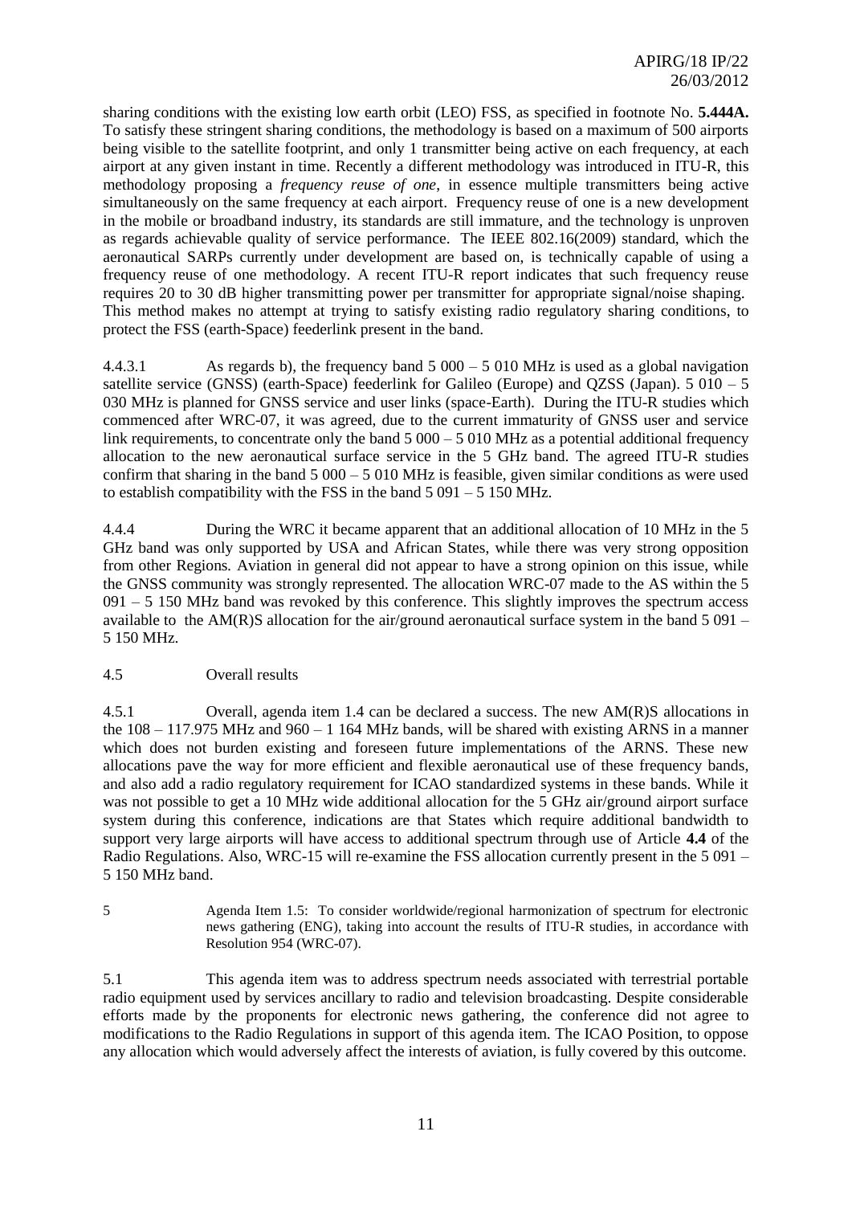sharing conditions with the existing low earth orbit (LEO) FSS, as specified in footnote No. **5.444A.** To satisfy these stringent sharing conditions, the methodology is based on a maximum of 500 airports being visible to the satellite footprint, and only 1 transmitter being active on each frequency, at each airport at any given instant in time. Recently a different methodology was introduced in ITU-R, this methodology proposing a *frequency reuse of one*, in essence multiple transmitters being active simultaneously on the same frequency at each airport. Frequency reuse of one is a new development in the mobile or broadband industry, its standards are still immature, and the technology is unproven as regards achievable quality of service performance. The IEEE 802.16(2009) standard, which the aeronautical SARPs currently under development are based on, is technically capable of using a frequency reuse of one methodology. A recent ITU-R report indicates that such frequency reuse requires 20 to 30 dB higher transmitting power per transmitter for appropriate signal/noise shaping. This method makes no attempt at trying to satisfy existing radio regulatory sharing conditions, to protect the FSS (earth-Space) feederlink present in the band.

4.4.3.1 As regards b), the frequency band 5 000 – 5 010 MHz is used as a global navigation satellite service (GNSS) (earth-Space) feederlink for Galileo (Europe) and QZSS (Japan). 5 010 – 5 030 MHz is planned for GNSS service and user links (space-Earth). During the ITU-R studies which commenced after WRC-07, it was agreed, due to the current immaturity of GNSS user and service link requirements, to concentrate only the band 5 000 – 5 010 MHz as a potential additional frequency allocation to the new aeronautical surface service in the 5 GHz band. The agreed ITU-R studies confirm that sharing in the band 5 000 – 5 010 MHz is feasible, given similar conditions as were used to establish compatibility with the FSS in the band 5 091 – 5 150 MHz.

4.4.4 During the WRC it became apparent that an additional allocation of 10 MHz in the 5 GHz band was only supported by USA and African States, while there was very strong opposition from other Regions. Aviation in general did not appear to have a strong opinion on this issue, while the GNSS community was strongly represented. The allocation WRC-07 made to the AS within the 5 091 – 5 150 MHz band was revoked by this conference. This slightly improves the spectrum access available to the AM(R)S allocation for the air/ground aeronautical surface system in the band 5 091 – 5 150 MHz.

4.5 Overall results

4.5.1 Overall, agenda item 1.4 can be declared a success. The new AM(R)S allocations in the 108 – 117.975 MHz and 960 – 1 164 MHz bands, will be shared with existing ARNS in a manner which does not burden existing and foreseen future implementations of the ARNS. These new allocations pave the way for more efficient and flexible aeronautical use of these frequency bands, and also add a radio regulatory requirement for ICAO standardized systems in these bands. While it was not possible to get a 10 MHz wide additional allocation for the 5 GHz air/ground airport surface system during this conference, indications are that States which require additional bandwidth to support very large airports will have access to additional spectrum through use of Article **4.4** of the Radio Regulations. Also, WRC-15 will re-examine the FSS allocation currently present in the 5 091 – 5 150 MHz band.

5 Agenda Item 1.5: To consider worldwide/regional harmonization of spectrum for electronic news gathering (ENG), taking into account the results of ITU-R studies, in accordance with Resolution 954 (WRC-07).

5.1 This agenda item was to address spectrum needs associated with terrestrial portable radio equipment used by services ancillary to radio and television broadcasting. Despite considerable efforts made by the proponents for electronic news gathering, the conference did not agree to modifications to the Radio Regulations in support of this agenda item. The ICAO Position, to oppose any allocation which would adversely affect the interests of aviation, is fully covered by this outcome.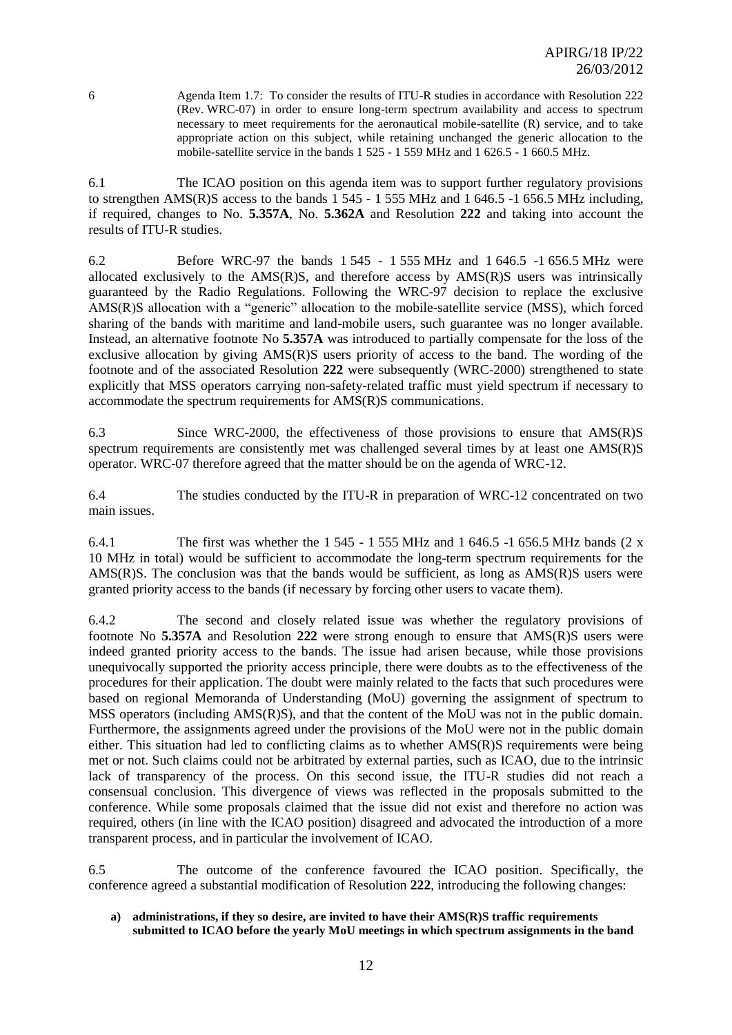6 Agenda Item 1.7: To consider the results of ITU-R studies in accordance with Resolution 222 (Rev. WRC-07) in order to ensure long-term spectrum availability and access to spectrum necessary to meet requirements for the aeronautical mobile-satellite (R) service, and to take appropriate action on this subject, while retaining unchanged the generic allocation to the mobile-satellite service in the bands 1 525 - 1 559 MHz and 1 626.5 - 1 660.5 MHz.

6.1 The ICAO position on this agenda item was to support further regulatory provisions to strengthen AMS(R)S access to the bands 1 545 - 1 555 MHz and 1 646.5 -1 656.5 MHz including, if required, changes to No. **5.357A**, No. **5.362A** and Resolution **222** and taking into account the results of ITU-R studies.

6.2 Before WRC-97 the bands 1 545 - 1 555 MHz and 1 646.5 -1 656.5 MHz were allocated exclusively to the AMS(R)S, and therefore access by AMS(R)S users was intrinsically guaranteed by the Radio Regulations. Following the WRC-97 decision to replace the exclusive AMS(R)S allocation with a "generic" allocation to the mobile-satellite service (MSS), which forced sharing of the bands with maritime and land-mobile users, such guarantee was no longer available. Instead, an alternative footnote No **5.357A** was introduced to partially compensate for the loss of the exclusive allocation by giving AMS(R)S users priority of access to the band. The wording of the footnote and of the associated Resolution **222** were subsequently (WRC-2000) strengthened to state explicitly that MSS operators carrying non-safety-related traffic must yield spectrum if necessary to accommodate the spectrum requirements for AMS(R)S communications.

6.3 Since WRC-2000, the effectiveness of those provisions to ensure that AMS(R)S spectrum requirements are consistently met was challenged several times by at least one AMS(R)S operator. WRC-07 therefore agreed that the matter should be on the agenda of WRC-12.

6.4 The studies conducted by the ITU-R in preparation of WRC-12 concentrated on two main issues.

6.4.1 The first was whether the 1 545 - 1 555 MHz and 1 646.5 -1 656.5 MHz bands (2 x 10 MHz in total) would be sufficient to accommodate the long-term spectrum requirements for the AMS(R)S. The conclusion was that the bands would be sufficient, as long as AMS(R)S users were granted priority access to the bands (if necessary by forcing other users to vacate them).

6.4.2 The second and closely related issue was whether the regulatory provisions of footnote No **5.357A** and Resolution **222** were strong enough to ensure that AMS(R)S users were indeed granted priority access to the bands. The issue had arisen because, while those provisions unequivocally supported the priority access principle, there were doubts as to the effectiveness of the procedures for their application. The doubt were mainly related to the facts that such procedures were based on regional Memoranda of Understanding (MoU) governing the assignment of spectrum to MSS operators (including AMS(R)S), and that the content of the MoU was not in the public domain. Furthermore, the assignments agreed under the provisions of the MoU were not in the public domain either. This situation had led to conflicting claims as to whether AMS(R)S requirements were being met or not. Such claims could not be arbitrated by external parties, such as ICAO, due to the intrinsic lack of transparency of the process. On this second issue, the ITU-R studies did not reach a consensual conclusion. This divergence of views was reflected in the proposals submitted to the conference. While some proposals claimed that the issue did not exist and therefore no action was required, others (in line with the ICAO position) disagreed and advocated the introduction of a more transparent process, and in particular the involvement of ICAO.

6.5 The outcome of the conference favoured the ICAO position. Specifically, the conference agreed a substantial modification of Resolution **222**, introducing the following changes:

**a) administrations, if they so desire, are invited to have their AMS(R)S traffic requirements submitted to ICAO before the yearly MoU meetings in which spectrum assignments in the band**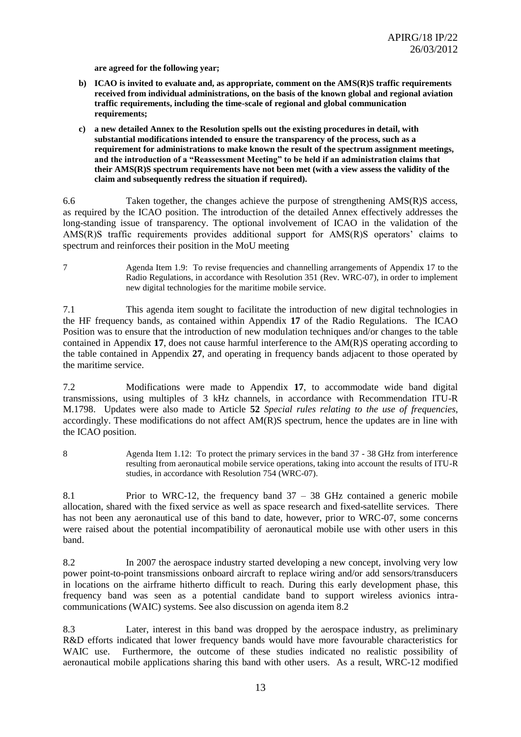**are agreed for the following year;**

**b) ICAO is invited to evaluate and, as appropriate, comment on the AMS(R)S traffic requirements received from individual administrations, on the basis of the known global and regional aviation traffic requirements, including the time-scale of regional and global communication requirements;**

**c) a new detailed Annex to the Resolution spells out the existing procedures in detail, with substantial modifications intended to ensure the transparency of the process, such as a requirement for administrations to make known the result of the spectrum assignment meetings, and the introduction of a "Reassessment Meeting" to be held if an administration claims that their AMS(R)S spectrum requirements have not been met (with a view assess the validity of the claim and subsequently redress the situation if required).**

6.6 Taken together, the changes achieve the purpose of strengthening AMS(R)S access, as required by the ICAO position. The introduction of the detailed Annex effectively addresses the long-standing issue of transparency. The optional involvement of ICAO in the validation of the AMS(R)S traffic requirements provides additional support for AMS(R)S operators' claims to spectrum and reinforces their position in the MoU meeting

7 Agenda Item 1.9: To revise frequencies and channelling arrangements of Appendix 17 to the Radio Regulations, in accordance with Resolution 351 (Rev. WRC-07), in order to implement new digital technologies for the maritime mobile service.

7.1 This agenda item sought to facilitate the introduction of new digital technologies in the HF frequency bands, as contained within Appendix **17** of the Radio Regulations. The ICAO Position was to ensure that the introduction of new modulation techniques and/or changes to the table contained in Appendix **17**, does not cause harmful interference to the AM(R)S operating according to the table contained in Appendix **27**, and operating in frequency bands adjacent to those operated by the maritime service.

7.2 Modifications were made to Appendix **17**, to accommodate wide band digital transmissions, using multiples of 3 kHz channels, in accordance with Recommendation ITU-R M.1798. Updates were also made to Article **52** *Special rules relating to the use of frequencies*, accordingly. These modifications do not affect AM(R)S spectrum, hence the updates are in line with the ICAO position.

8 Agenda Item 1.12: To protect the primary services in the band 37 - 38 GHz from interference resulting from aeronautical mobile service operations, taking into account the results of ITU-R studies, in accordance with Resolution 754 (WRC-07).

8.1 Prior to WRC-12, the frequency band 37 – 38 GHz contained a generic mobile allocation, shared with the fixed service as well as space research and fixed-satellite services. There has not been any aeronautical use of this band to date, however, prior to WRC-07, some concerns were raised about the potential incompatibility of aeronautical mobile use with other users in this band.

8.2 In 2007 the aerospace industry started developing a new concept, involving very low power point-to-point transmissions onboard aircraft to replace wiring and/or add sensors/transducers in locations on the airframe hitherto difficult to reach. During this early development phase, this frequency band was seen as a potential candidate band to support wireless avionics intra-communications (WAIC) systems. See also discussion on agenda item 8.2

8.3 Later, interest in this band was dropped by the aerospace industry, as preliminary R&D efforts indicated that lower frequency bands would have more favourable characteristics for WAIC use. Furthermore, the outcome of these studies indicated no realistic possibility of aeronautical mobile applications sharing this band with other users. As a result, WRC-12 modified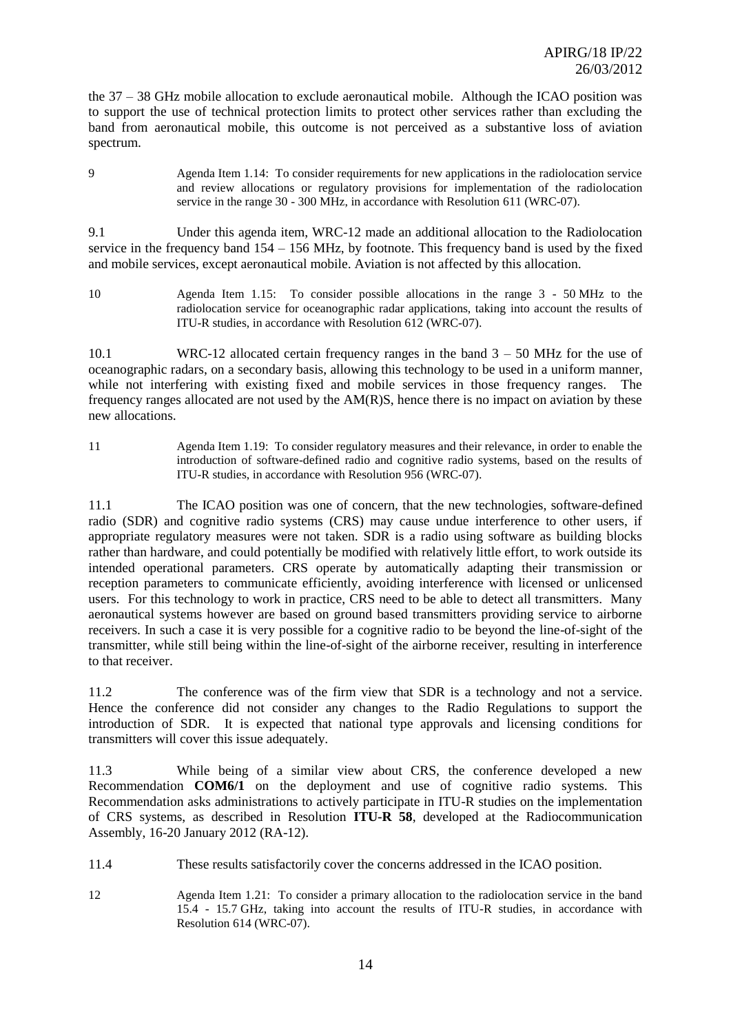the 37 – 38 GHz mobile allocation to exclude aeronautical mobile. Although the ICAO position was to support the use of technical protection limits to protect other services rather than excluding the band from aeronautical mobile, this outcome is not perceived as a substantive loss of aviation spectrum.

9 Agenda Item 1.14: To consider requirements for new applications in the radiolocation service and review allocations or regulatory provisions for implementation of the radiolocation service in the range 30 - 300 MHz, in accordance with Resolution 611 (WRC-07).

9.1 Under this agenda item, WRC-12 made an additional allocation to the Radiolocation service in the frequency band 154 – 156 MHz, by footnote. This frequency band is used by the fixed and mobile services, except aeronautical mobile. Aviation is not affected by this allocation.

10 Agenda Item 1.15: To consider possible allocations in the range 3 - 50 MHz to the radiolocation service for oceanographic radar applications, taking into account the results of ITU-R studies, in accordance with Resolution 612 (WRC-07).

10.1 WRC-12 allocated certain frequency ranges in the band 3 – 50 MHz for the use of oceanographic radars, on a secondary basis, allowing this technology to be used in a uniform manner, while not interfering with existing fixed and mobile services in those frequency ranges. The frequency ranges allocated are not used by the AM(R)S, hence there is no impact on aviation by these new allocations.

11 Agenda Item 1.19: To consider regulatory measures and their relevance, in order to enable the introduction of software-defined radio and cognitive radio systems, based on the results of ITU-R studies, in accordance with Resolution 956 (WRC-07).

11.1 The ICAO position was one of concern, that the new technologies, software-defined radio (SDR) and cognitive radio systems (CRS) may cause undue interference to other users, if appropriate regulatory measures were not taken. SDR is a radio using software as building blocks rather than hardware, and could potentially be modified with relatively little effort, to work outside its intended operational parameters. CRS operate by automatically adapting their transmission or reception parameters to communicate efficiently, avoiding interference with licensed or unlicensed users. For this technology to work in practice, CRS need to be able to detect all transmitters. Many aeronautical systems however are based on ground based transmitters providing service to airborne receivers. In such a case it is very possible for a cognitive radio to be beyond the line-of-sight of the transmitter, while still being within the line-of-sight of the airborne receiver, resulting in interference to that receiver.

11.2 The conference was of the firm view that SDR is a technology and not a service. Hence the conference did not consider any changes to the Radio Regulations to support the introduction of SDR. It is expected that national type approvals and licensing conditions for transmitters will cover this issue adequately.

11.3 While being of a similar view about CRS, the conference developed a new Recommendation **COM6/1** on the deployment and use of cognitive radio systems. This Recommendation asks administrations to actively participate in ITU-R studies on the implementation of CRS systems, as described in Resolution **ITU-R 58**, developed at the Radiocommunication Assembly, 16-20 January 2012 (RA-12).

11.4 These results satisfactorily cover the concerns addressed in the ICAO position.

12 Agenda Item 1.21: To consider a primary allocation to the radiolocation service in the band 15.4 - 15.7 GHz, taking into account the results of ITU-R studies, in accordance with Resolution 614 (WRC-07).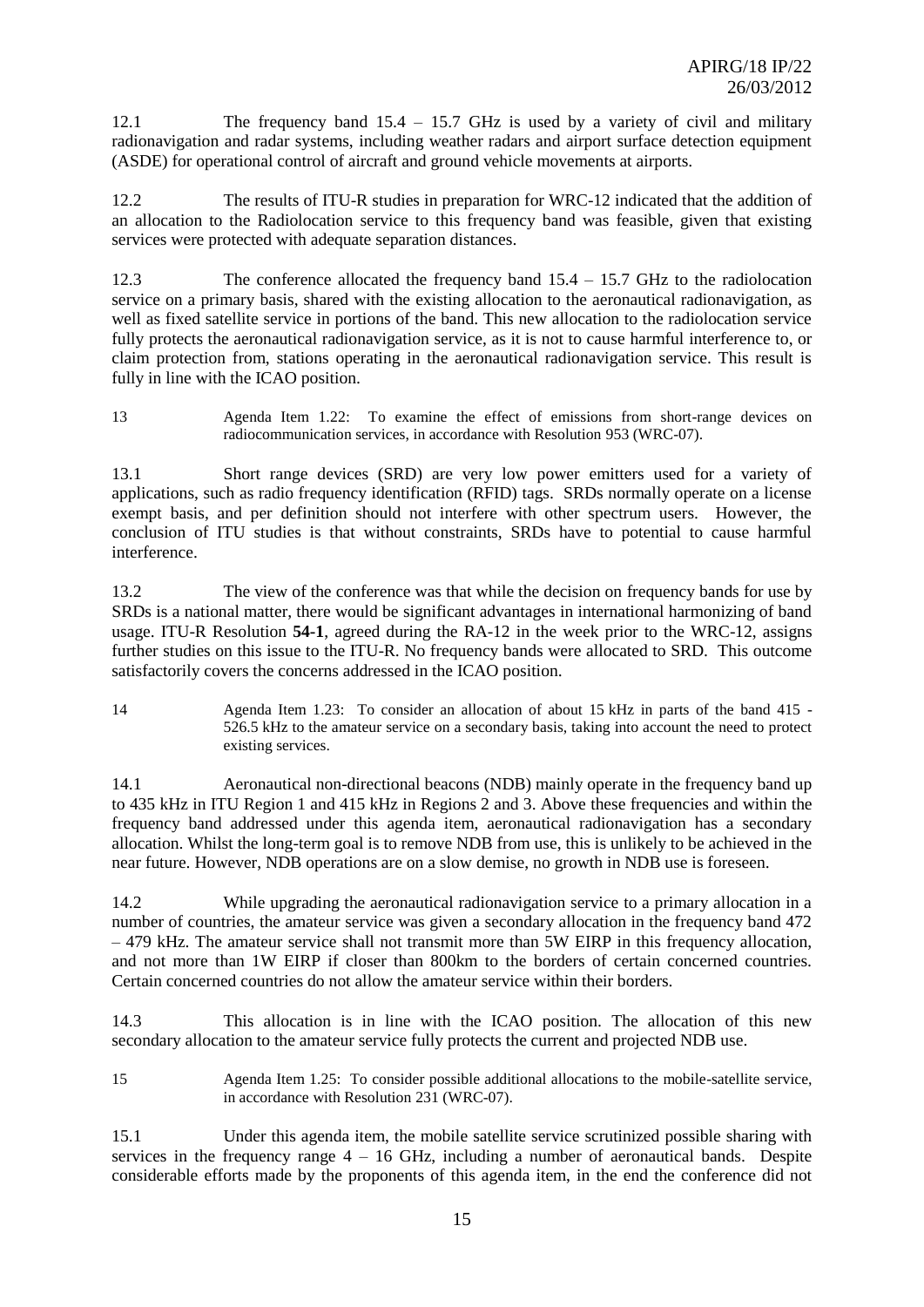12.1 The frequency band 15.4 – 15.7 GHz is used by a variety of civil and military radionavigation and radar systems, including weather radars and airport surface detection equipment (ASDE) for operational control of aircraft and ground vehicle movements at airports.

12.2 The results of ITU-R studies in preparation for WRC-12 indicated that the addition of an allocation to the Radiolocation service to this frequency band was feasible, given that existing services were protected with adequate separation distances.

12.3 The conference allocated the frequency band 15.4 – 15.7 GHz to the radiolocation service on a primary basis, shared with the existing allocation to the aeronautical radionavigation, as well as fixed satellite service in portions of the band. This new allocation to the radiolocation service fully protects the aeronautical radionavigation service, as it is not to cause harmful interference to, or claim protection from, stations operating in the aeronautical radionavigation service. This result is fully in line with the ICAO position.

13 Agenda Item 1.22: To examine the effect of emissions from short-range devices on radiocommunication services, in accordance with Resolution 953 (WRC-07).

13.1 Short range devices (SRD) are very low power emitters used for a variety of applications, such as radio frequency identification (RFID) tags. SRDs normally operate on a license exempt basis, and per definition should not interfere with other spectrum users. However, the conclusion of ITU studies is that without constraints, SRDs have to potential to cause harmful interference.

13.2 The view of the conference was that while the decision on frequency bands for use by SRDs is a national matter, there would be significant advantages in international harmonizing of band usage. ITU-R Resolution **54-1**, agreed during the RA-12 in the week prior to the WRC-12, assigns further studies on this issue to the ITU-R. No frequency bands were allocated to SRD. This outcome satisfactorily covers the concerns addressed in the ICAO position.

14 Agenda Item 1.23: To consider an allocation of about 15 kHz in parts of the band 415 - 526.5 kHz to the amateur service on a secondary basis, taking into account the need to protect existing services.

14.1 Aeronautical non-directional beacons (NDB) mainly operate in the frequency band up to 435 kHz in ITU Region 1 and 415 kHz in Regions 2 and 3. Above these frequencies and within the frequency band addressed under this agenda item, aeronautical radionavigation has a secondary allocation. Whilst the long-term goal is to remove NDB from use, this is unlikely to be achieved in the near future. However, NDB operations are on a slow demise, no growth in NDB use is foreseen.

14.2 While upgrading the aeronautical radionavigation service to a primary allocation in a number of countries, the amateur service was given a secondary allocation in the frequency band 472 – 479 kHz. The amateur service shall not transmit more than 5W EIRP in this frequency allocation, and not more than 1W EIRP if closer than 800km to the borders of certain concerned countries. Certain concerned countries do not allow the amateur service within their borders.

14.3 This allocation is in line with the ICAO position. The allocation of this new secondary allocation to the amateur service fully protects the current and projected NDB use.

15 Agenda Item 1.25: To consider possible additional allocations to the mobile-satellite service, in accordance with Resolution 231 (WRC-07).

15.1 Under this agenda item, the mobile satellite service scrutinized possible sharing with services in the frequency range 4 – 16 GHz, including a number of aeronautical bands. Despite considerable efforts made by the proponents of this agenda item, in the end the conference did not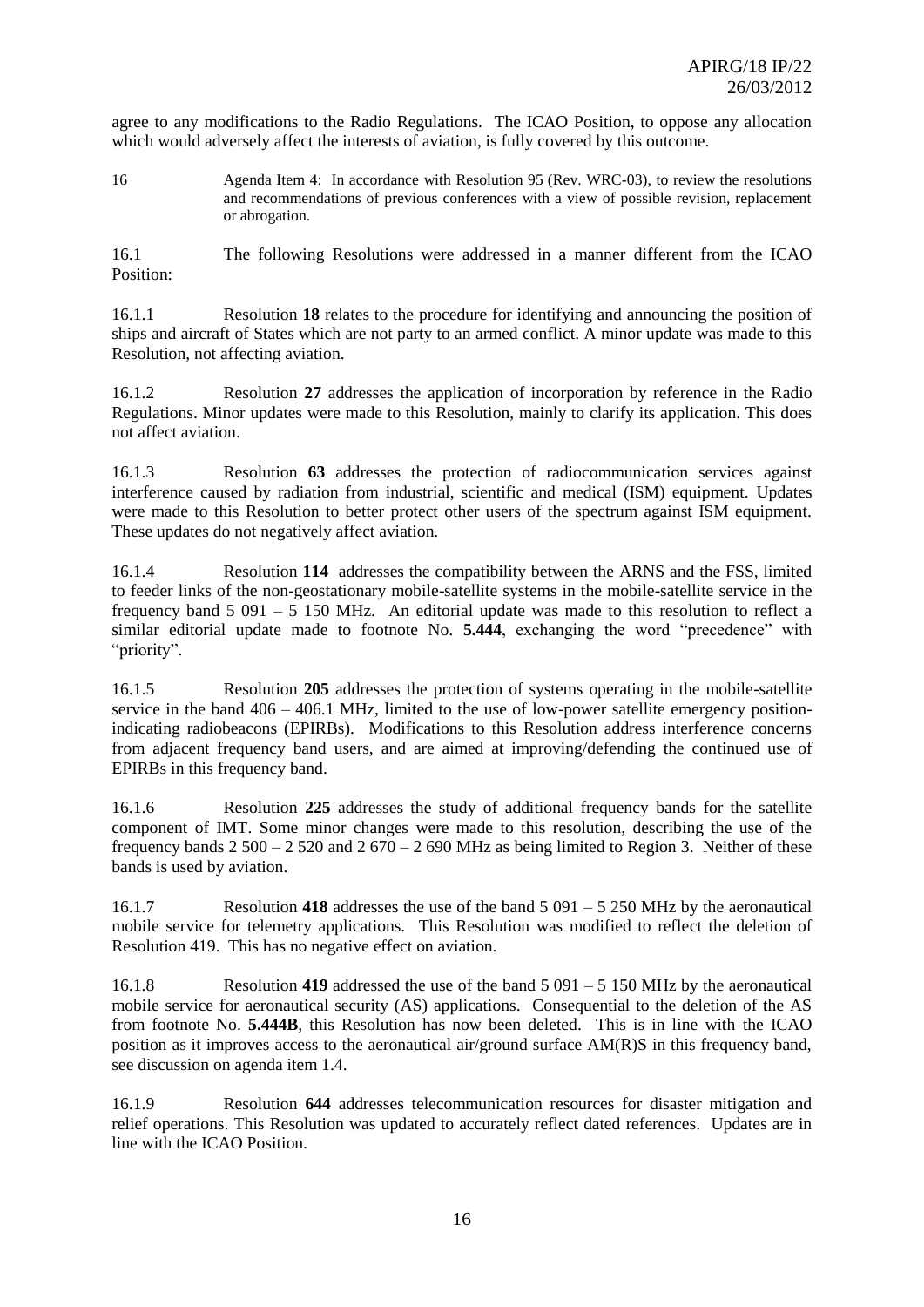agree to any modifications to the Radio Regulations. The ICAO Position, to oppose any allocation which would adversely affect the interests of aviation, is fully covered by this outcome.

16 Agenda Item 4: In accordance with Resolution 95 (Rev. WRC-03), to review the resolutions and recommendations of previous conferences with a view of possible revision, replacement or abrogation.

16.1 The following Resolutions were addressed in a manner different from the ICAO Position:

16.1.1 Resolution **18** relates to the procedure for identifying and announcing the position of ships and aircraft of States which are not party to an armed conflict. A minor update was made to this Resolution, not affecting aviation.

16.1.2 Resolution **27** addresses the application of incorporation by reference in the Radio Regulations. Minor updates were made to this Resolution, mainly to clarify its application. This does not affect aviation.

16.1.3 Resolution **63** addresses the protection of radiocommunication services against interference caused by radiation from industrial, scientific and medical (ISM) equipment. Updates were made to this Resolution to better protect other users of the spectrum against ISM equipment. These updates do not negatively affect aviation.

16.1.4 Resolution **114** addresses the compatibility between the ARNS and the FSS, limited to feeder links of the non-geostationary mobile-satellite systems in the mobile-satellite service in the frequency band 5 091 – 5 150 MHz. An editorial update was made to this resolution to reflect a similar editorial update made to footnote No. **5.444**, exchanging the word "precedence" with "priority".

16.1.5 Resolution **205** addresses the protection of systems operating in the mobile-satellite service in the band 406 – 406.1 MHz, limited to the use of low-power satellite emergency position-indicating radiobeacons (EPIRBs). Modifications to this Resolution address interference concerns from adjacent frequency band users, and are aimed at improving/defending the continued use of EPIRBs in this frequency band.

16.1.6 Resolution **225** addresses the study of additional frequency bands for the satellite component of IMT. Some minor changes were made to this resolution, describing the use of the frequency bands 2 500 – 2 520 and 2 670 – 2 690 MHz as being limited to Region 3. Neither of these bands is used by aviation.

16.1.7 Resolution **418** addresses the use of the band 5 091 – 5 250 MHz by the aeronautical mobile service for telemetry applications. This Resolution was modified to reflect the deletion of Resolution 419. This has no negative effect on aviation.

16.1.8 Resolution **419** addressed the use of the band 5 091 – 5 150 MHz by the aeronautical mobile service for aeronautical security (AS) applications. Consequential to the deletion of the AS from footnote No. **5.444B**, this Resolution has now been deleted. This is in line with the ICAO position as it improves access to the aeronautical air/ground surface AM(R)S in this frequency band, see discussion on agenda item 1.4.

16.1.9 Resolution **644** addresses telecommunication resources for disaster mitigation and relief operations. This Resolution was updated to accurately reflect dated references. Updates are in line with the ICAO Position.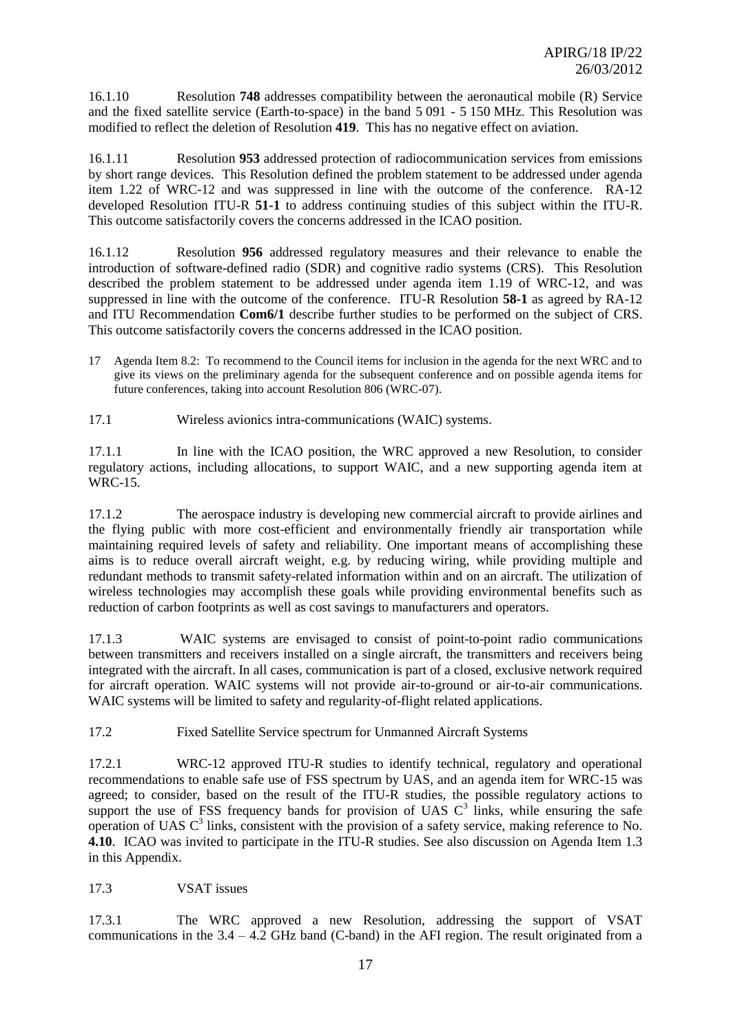16.1.10 Resolution **748** addresses compatibility between the aeronautical mobile (R) Service and the fixed satellite service (Earth-to-space) in the band 5 091 - 5 150 MHz. This Resolution was modified to reflect the deletion of Resolution **419**. This has no negative effect on aviation.

16.1.11 Resolution **953** addressed protection of radiocommunication services from emissions by short range devices. This Resolution defined the problem statement to be addressed under agenda item 1.22 of WRC-12 and was suppressed in line with the outcome of the conference. RA-12 developed Resolution ITU-R **51-1** to address continuing studies of this subject within the ITU-R. This outcome satisfactorily covers the concerns addressed in the ICAO position.

16.1.12 Resolution **956** addressed regulatory measures and their relevance to enable the introduction of software-defined radio (SDR) and cognitive radio systems (CRS). This Resolution described the problem statement to be addressed under agenda item 1.19 of WRC-12, and was suppressed in line with the outcome of the conference. ITU-R Resolution **58-1** as agreed by RA-12 and ITU Recommendation **Com6/1** describe further studies to be performed on the subject of CRS. This outcome satisfactorily covers the concerns addressed in the ICAO position.

17 Agenda Item 8.2: To recommend to the Council items for inclusion in the agenda for the next WRC and to give its views on the preliminary agenda for the subsequent conference and on possible agenda items for future conferences, taking into account Resolution 806 (WRC-07).

17.1 Wireless avionics intra-communications (WAIC) systems.

17.1.1 In line with the ICAO position, the WRC approved a new Resolution, to consider regulatory actions, including allocations, to support WAIC, and a new supporting agenda item at WRC-15.

17.1.2 The aerospace industry is developing new commercial aircraft to provide airlines and the flying public with more cost-efficient and environmentally friendly air transportation while maintaining required levels of safety and reliability. One important means of accomplishing these aims is to reduce overall aircraft weight, e.g. by reducing wiring, while providing multiple and redundant methods to transmit safety-related information within and on an aircraft. The utilization of wireless technologies may accomplish these goals while providing environmental benefits such as reduction of carbon footprints as well as cost savings to manufacturers and operators.

17.1.3 WAIC systems are envisaged to consist of point-to-point radio communications between transmitters and receivers installed on a single aircraft, the transmitters and receivers being integrated with the aircraft. In all cases, communication is part of a closed, exclusive network required for aircraft operation. WAIC systems will not provide air-to-ground or air-to-air communications. WAIC systems will be limited to safety and regularity-of-flight related applications.

17.2 Fixed Satellite Service spectrum for Unmanned Aircraft Systems

17.2.1 WRC-12 approved ITU-R studies to identify technical, regulatory and operational recommendations to enable safe use of FSS spectrum by UAS, and an agenda item for WRC-15 was agreed; to consider, based on the result of the ITU-R studies, the possible regulatory actions to support the use of FSS frequency bands for provision of UAS $C^3$ links, while ensuring the safe operation of UAS $C^3$ links, consistent with the provision of a safety service, making reference to No. **4.10**. ICAO was invited to participate in the ITU-R studies. See also discussion on Agenda Item 1.3 in this Appendix.

17.3 VSAT issues

17.3.1 The WRC approved a new Resolution, addressing the support of VSAT communications in the 3.4 – 4.2 GHz band (C-band) in the AFI region. The result originated from a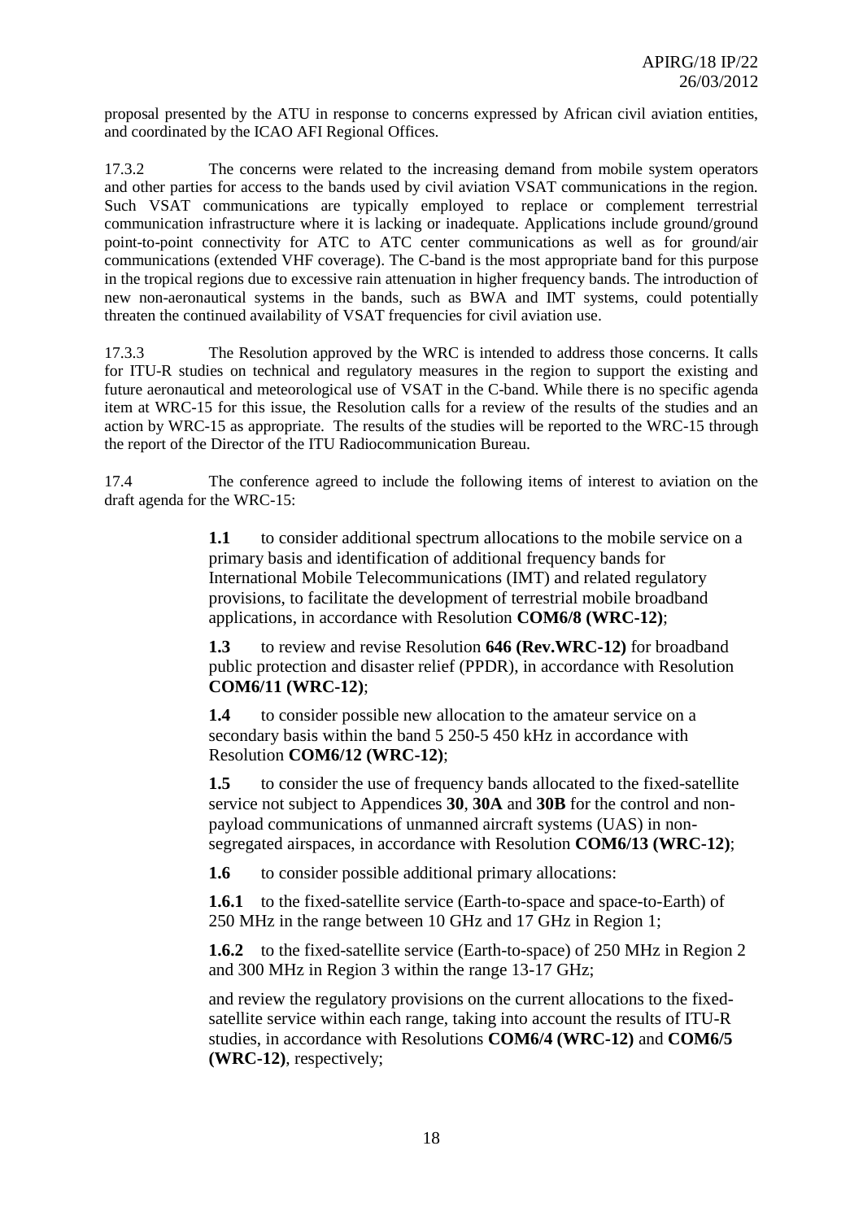proposal presented by the ATU in response to concerns expressed by African civil aviation entities, and coordinated by the ICAO AFI Regional Offices.

17.3.2 The concerns were related to the increasing demand from mobile system operators and other parties for access to the bands used by civil aviation VSAT communications in the region. Such VSAT communications are typically employed to replace or complement terrestrial communication infrastructure where it is lacking or inadequate. Applications include ground/ground point-to-point connectivity for ATC to ATC center communications as well as for ground/air communications (extended VHF coverage). The C-band is the most appropriate band for this purpose in the tropical regions due to excessive rain attenuation in higher frequency bands. The introduction of new non-aeronautical systems in the bands, such as BWA and IMT systems, could potentially threaten the continued availability of VSAT frequencies for civil aviation use.

17.3.3 The Resolution approved by the WRC is intended to address those concerns. It calls for ITU-R studies on technical and regulatory measures in the region to support the existing and future aeronautical and meteorological use of VSAT in the C-band. While there is no specific agenda item at WRC-15 for this issue, the Resolution calls for a review of the results of the studies and an action by WRC-15 as appropriate. The results of the studies will be reported to the WRC-15 through the report of the Director of the ITU Radiocommunication Bureau.

17.4 The conference agreed to include the following items of interest to aviation on the draft agenda for the WRC-15:

> **1.1** to consider additional spectrum allocations to the mobile service on a primary basis and identification of additional frequency bands for International Mobile Telecommunications (IMT) and related regulatory provisions, to facilitate the development of terrestrial mobile broadband applications, in accordance with Resolution **COM6/8 (WRC-12)**;
>
> **1.3** to review and revise Resolution **646 (Rev.WRC-12)** for broadband public protection and disaster relief (PPDR), in accordance with Resolution **COM6/11 (WRC-12)**;
>
> **1.4** to consider possible new allocation to the amateur service on a secondary basis within the band 5 250-5 450 kHz in accordance with Resolution **COM6/12 (WRC-12)**;
>
> **1.5** to consider the use of frequency bands allocated to the fixed-satellite service not subject to Appendices **30**, **30A** and **30B** for the control and non-payload communications of unmanned aircraft systems (UAS) in non-segregated airspaces, in accordance with Resolution **COM6/13 (WRC-12)**;
>
> **1.6** to consider possible additional primary allocations:
>
> **1.6.1** to the fixed-satellite service (Earth-to-space and space-to-Earth) of 250 MHz in the range between 10 GHz and 17 GHz in Region 1;
>
> **1.6.2** to the fixed-satellite service (Earth-to-space) of 250 MHz in Region 2 and 300 MHz in Region 3 within the range 13-17 GHz;
>
> and review the regulatory provisions on the current allocations to the fixed-satellite service within each range, taking into account the results of ITU-R studies, in accordance with Resolutions **COM6/4 (WRC-12)** and **COM6/5 (WRC-12)**, respectively;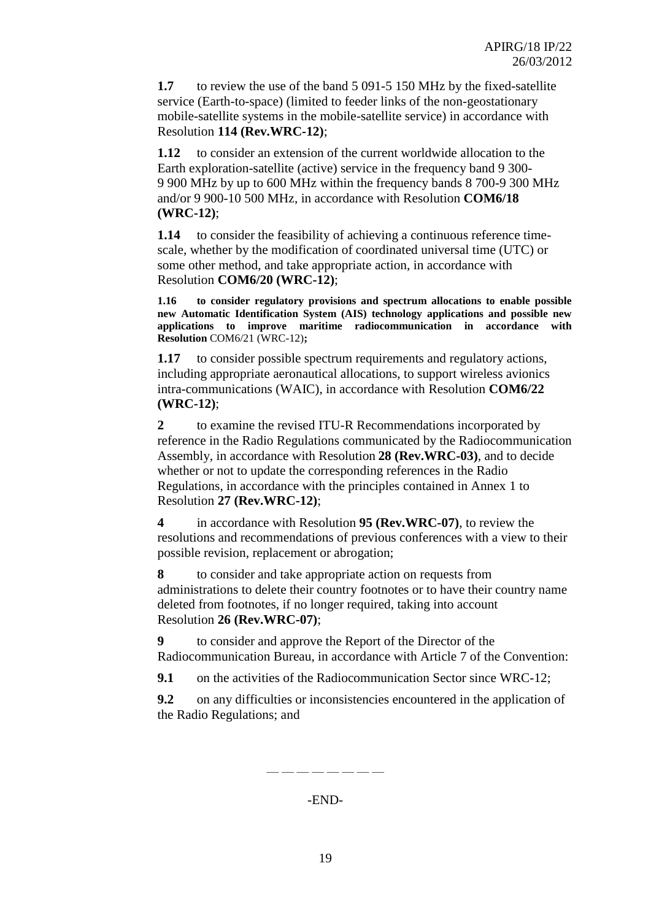**1.7** to review the use of the band 5 091-5 150 MHz by the fixed-satellite service (Earth-to-space) (limited to feeder links of the non-geostationary mobile-satellite systems in the mobile-satellite service) in accordance with Resolution **114 (Rev.WRC-12)**;

**1.12** to consider an extension of the current worldwide allocation to the Earth exploration-satellite (active) service in the frequency band 9 300-9 900 MHz by up to 600 MHz within the frequency bands 8 700-9 300 MHz and/or 9 900-10 500 MHz, in accordance with Resolution **COM6/18 (WRC-12)**;

**1.14** to consider the feasibility of achieving a continuous reference time-scale, whether by the modification of coordinated universal time (UTC) or some other method, and take appropriate action, in accordance with Resolution **COM6/20 (WRC-12)**;

**1.16 to consider regulatory provisions and spectrum allocations to enable possible new Automatic Identification System (AIS) technology applications and possible new applications to improve maritime radiocommunication in accordance with Resolution** COM6/21 (WRC-12)**;**

**1.17** to consider possible spectrum requirements and regulatory actions, including appropriate aeronautical allocations, to support wireless avionics intra-communications (WAIC), in accordance with Resolution **COM6/22 (WRC-12)**;

**2** to examine the revised ITU-R Recommendations incorporated by reference in the Radio Regulations communicated by the Radiocommunication Assembly, in accordance with Resolution **28 (Rev.WRC-03)**, and to decide whether or not to update the corresponding references in the Radio Regulations, in accordance with the principles contained in Annex 1 to Resolution **27 (Rev.WRC-12)**;

**4** in accordance with Resolution **95 (Rev.WRC-07)**, to review the resolutions and recommendations of previous conferences with a view to their possible revision, replacement or abrogation;

**8** to consider and take appropriate action on requests from administrations to delete their country footnotes or to have their country name deleted from footnotes, if no longer required, taking into account Resolution **26 (Rev.WRC-07)**;

**9** to consider and approve the Report of the Director of the Radiocommunication Bureau, in accordance with Article 7 of the Convention:

**9.1** on the activities of the Radiocommunication Sector since WRC-12;

**9.2** on any difficulties or inconsistencies encountered in the application of the Radio Regulations; and

— — — — — — — —

-END-